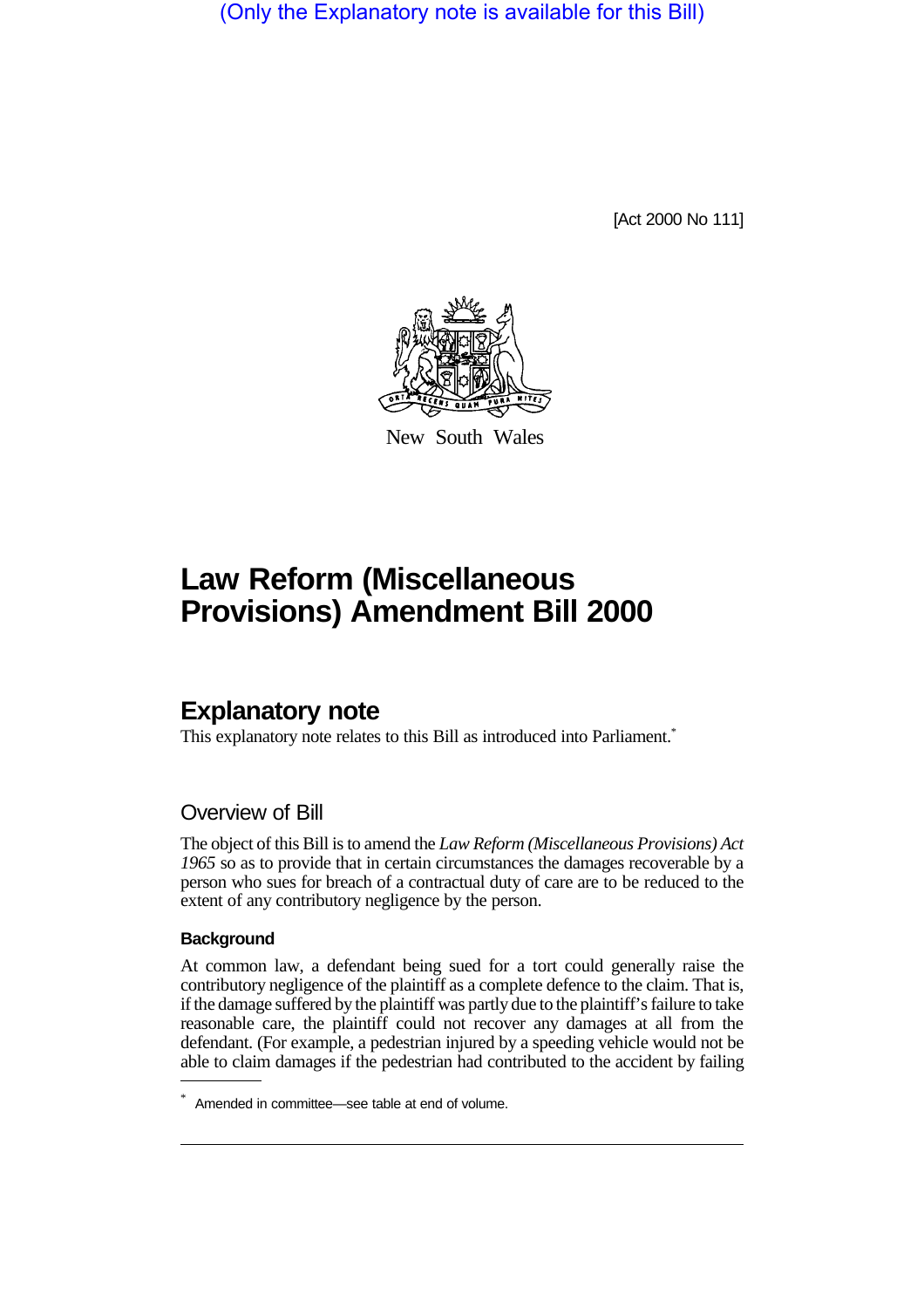(Only the Explanatory note is available for this Bill)

[Act 2000 No 111]

New South Wales

# Law Reform (Miscellaneous Provisions) Amendment Bill 2000

## Explanatory note

This explanatory note relates to this Bill as introduced into Parliament.*

### Overview of Bill

The object of this Bill is to amend the *Law Reform (Miscellaneous Provisions) Act 1965* so as to provide that in certain circumstances the damages recoverable by a person who sues for breach of a contractual duty of care are to be reduced to the extent of any contributory negligence by the person.

#### Background

At common law, a defendant being sued for a tort could generally raise the contributory negligence of the plaintiff as a complete defence to the claim. That is, if the damage suffered by the plaintiff was partly due to the plaintiff's failure to take reasonable care, the plaintiff could not recover any damages at all from the defendant. (For example, a pedestrian injured by a speeding vehicle would not be able to claim damages if the pedestrian had contributed to the accident by failing

* Amended in committee—see table at end of volume.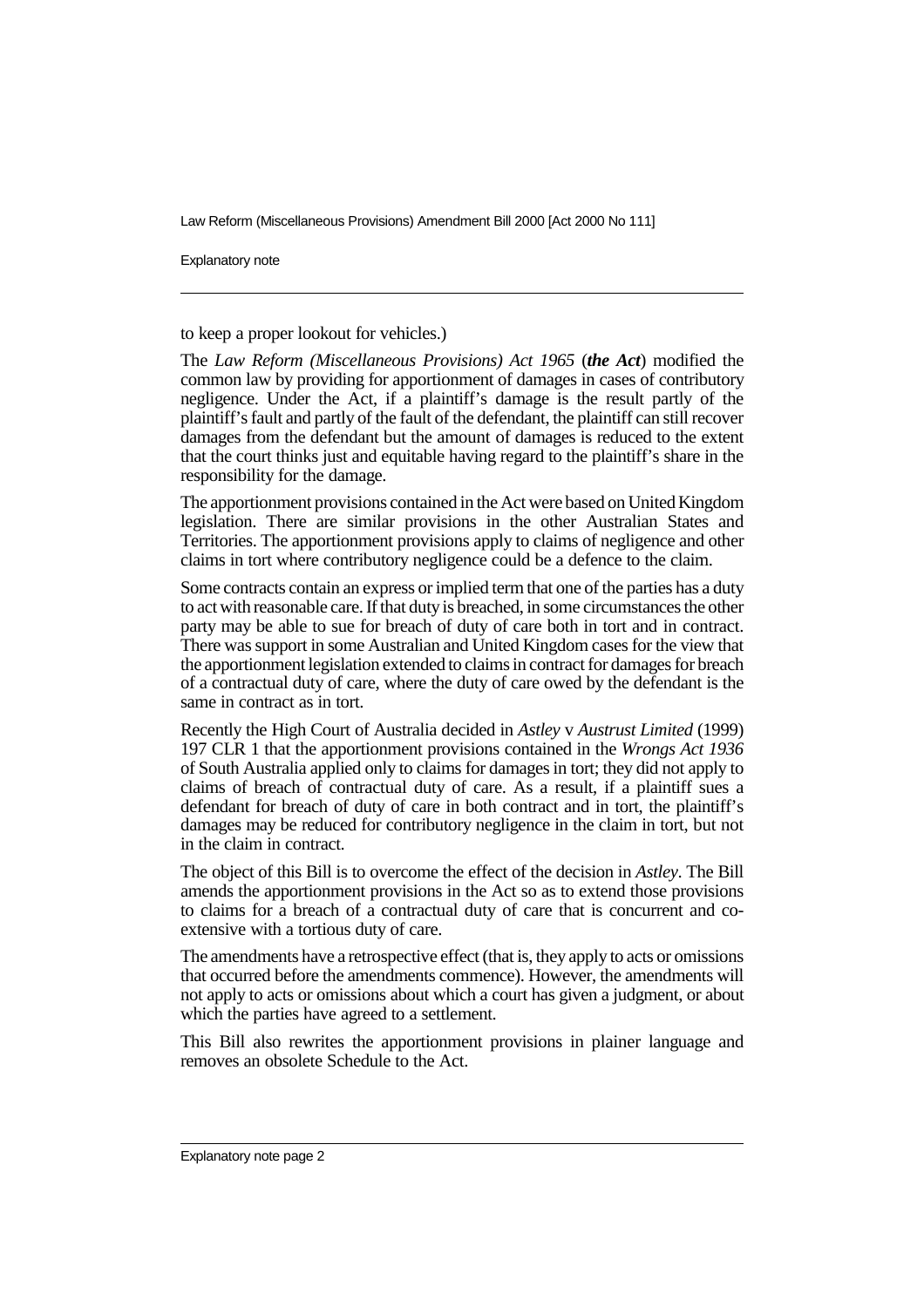to keep a proper lookout for vehicles.)

The *Law Reform (Miscellaneous Provisions) Act 1965* (***the Act***) modified the common law by providing for apportionment of damages in cases of contributory negligence. Under the Act, if a plaintiff's damage is the result partly of the plaintiff's fault and partly of the fault of the defendant, the plaintiff can still recover damages from the defendant but the amount of damages is reduced to the extent that the court thinks just and equitable having regard to the plaintiff's share in the responsibility for the damage.

The apportionment provisions contained in the Act were based on United Kingdom legislation. There are similar provisions in the other Australian States and Territories. The apportionment provisions apply to claims of negligence and other claims in tort where contributory negligence could be a defence to the claim.

Some contracts contain an express or implied term that one of the parties has a duty to act with reasonable care. If that duty is breached, in some circumstances the other party may be able to sue for breach of duty of care both in tort and in contract. There was support in some Australian and United Kingdom cases for the view that the apportionment legislation extended to claims in contract for damages for breach of a contractual duty of care, where the duty of care owed by the defendant is the same in contract as in tort.

Recently the High Court of Australia decided in *Astley* v *Austrust Limited* (1999) 197 CLR 1 that the apportionment provisions contained in the *Wrongs Act 1936* of South Australia applied only to claims for damages in tort; they did not apply to claims of breach of contractual duty of care. As a result, if a plaintiff sues a defendant for breach of duty of care in both contract and in tort, the plaintiff's damages may be reduced for contributory negligence in the claim in tort, but not in the claim in contract.

The object of this Bill is to overcome the effect of the decision in *Astley*. The Bill amends the apportionment provisions in the Act so as to extend those provisions to claims for a breach of a contractual duty of care that is concurrent and co-extensive with a tortious duty of care.

The amendments have a retrospective effect (that is, they apply to acts or omissions that occurred before the amendments commence). However, the amendments will not apply to acts or omissions about which a court has given a judgment, or about which the parties have agreed to a settlement.

This Bill also rewrites the apportionment provisions in plainer language and removes an obsolete Schedule to the Act.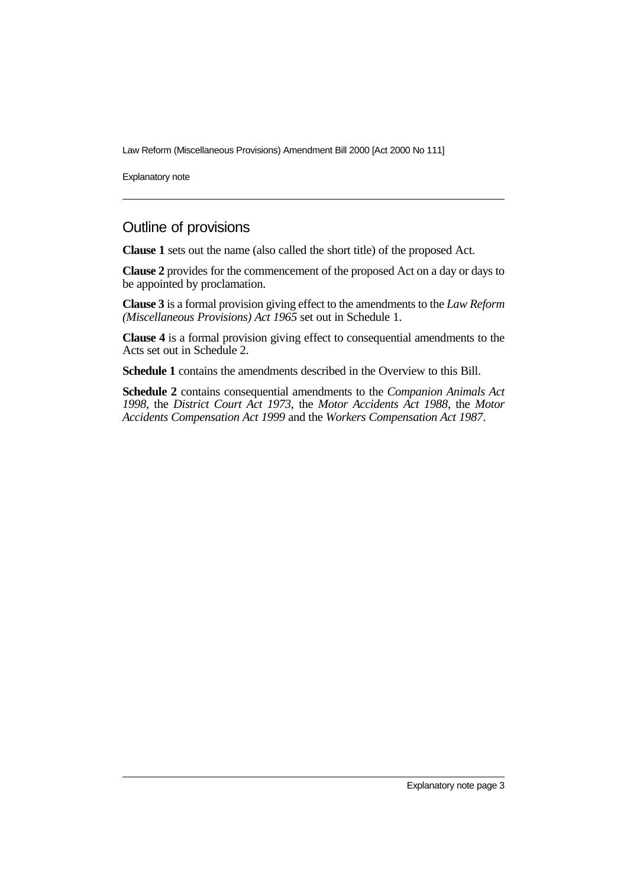## Outline of provisions

**Clause 1** sets out the name (also called the short title) of the proposed Act.

**Clause 2** provides for the commencement of the proposed Act on a day or days to be appointed by proclamation.

**Clause 3** is a formal provision giving effect to the amendments to the *Law Reform (Miscellaneous Provisions) Act 1965* set out in Schedule 1.

**Clause 4** is a formal provision giving effect to consequential amendments to the Acts set out in Schedule 2.

**Schedule 1** contains the amendments described in the Overview to this Bill.

**Schedule 2** contains consequential amendments to the *Companion Animals Act 1998*, the *District Court Act 1973*, the *Motor Accidents Act 1988*, the *Motor Accidents Compensation Act 1999* and the *Workers Compensation Act 1987*.